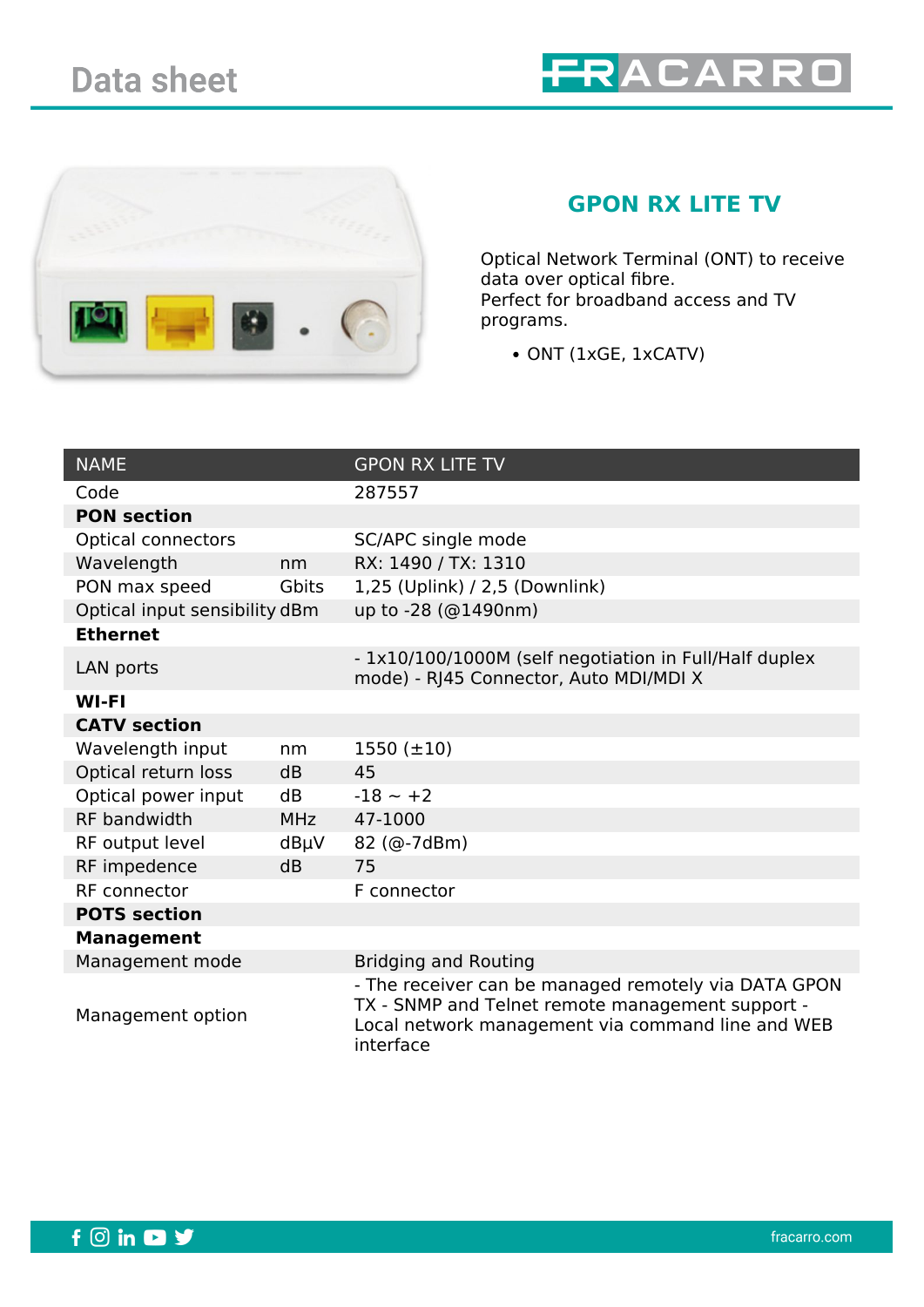# Data sheet

## GPON RX LITE TV

Optical Network Terminal (ONT) to receive data over optical fibre.
Perfect for broadband access and TV programs.

- ONT (1xGE, 1xCATV)

| NAME | | GPON RX LITE TV |
|---|---|---|
| Code | | 287557 |
| **PON section** | | |
| Optical connectors | | SC/APC single mode |
| Wavelength | nm | RX: 1490 / TX: 1310 |
| PON max speed | Gbits | 1,25 (Uplink) / 2,5 (Downlink) |
| Optical input sensibility | dBm | up to -28 (@1490nm) |
| **Ethernet** | | |
| LAN ports | | - 1x10/100/1000M (self negotiation in Full/Half duplex mode) - RJ45 Connector, Auto MDI/MDI X |
| **WI-FI** | | |
| **CATV section** | | |
| Wavelength input | nm | 1550 (±10) |
| Optical return loss | dB | 45 |
| Optical power input | dB | -18 ~ +2 |
| RF bandwidth | MHz | 47-1000 |
| RF output level | dBµV | 82 (@-7dBm) |
| RF impedence | dB | 75 |
| RF connector | | F connector |
| **POTS section** | | |
| **Management** | | |
| Management mode | | Bridging and Routing |
| Management option | | - The receiver can be managed remotely via DATA GPON TX - SNMP and Telnet remote management support - Local network management via command line and WEB interface |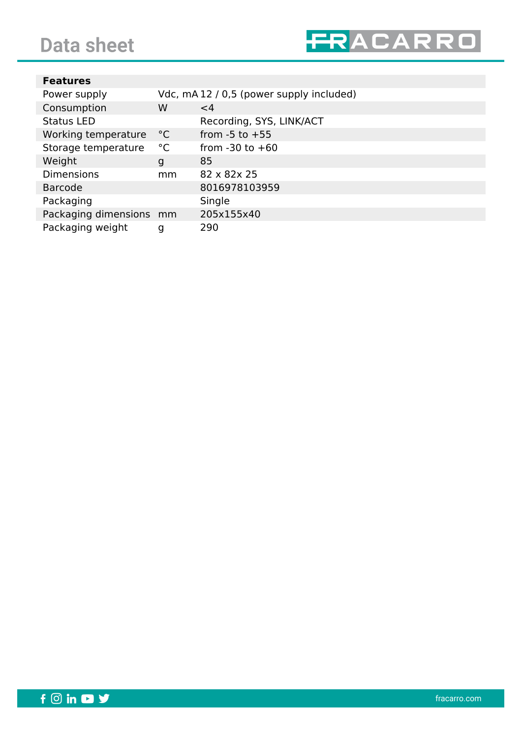| Features | | |
|---|---|---|
| Power supply | Vdc, mA | 12 / 0,5 (power supply included) |
| Consumption | W | <4 |
| Status LED | | Recording, SYS, LINK/ACT |
| Working temperature | °C | from -5 to +55 |
| Storage temperature | °C | from -30 to +60 |
| Weight | g | 85 |
| Dimensions | mm | 82 x 82x 25 |
| Barcode | | 8016978103959 |
| Packaging | | Single |
| Packaging dimensions | mm | 205x155x40 |
| Packaging weight | g | 290 |